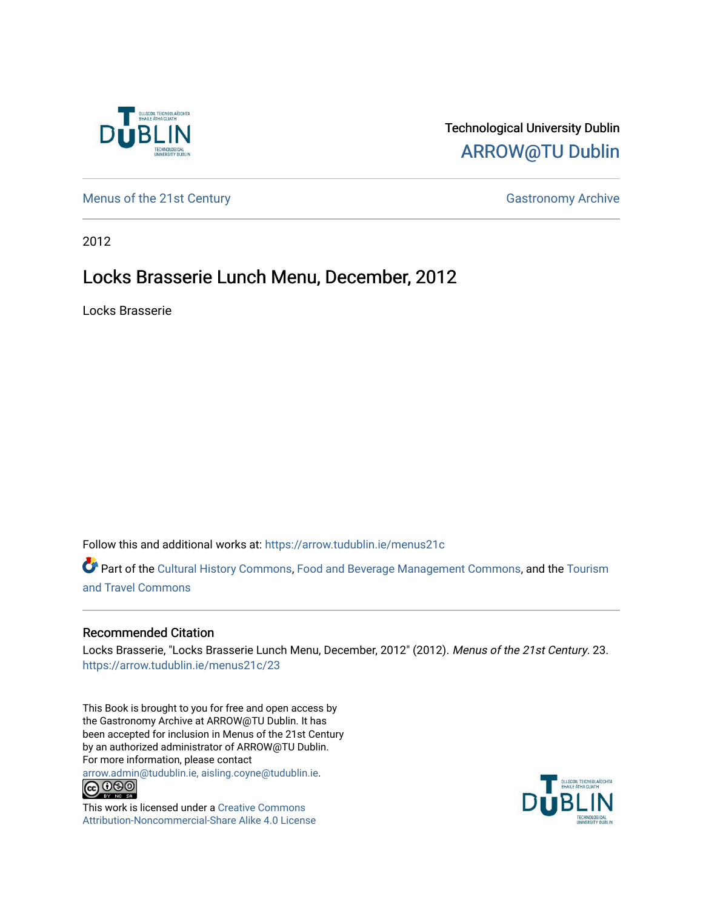Technological University Dublin

ARROW@TU Dublin

Menus of the 21st Century

Gastronomy Archive

2012

# Locks Brasserie Lunch Menu, December, 2012

Locks Brasserie

Follow this and additional works at: https://arrow.tudublin.ie/menus21c

Part of the Cultural History Commons, Food and Beverage Management Commons, and the Tourism and Travel Commons

## Recommended Citation

Locks Brasserie, "Locks Brasserie Lunch Menu, December, 2012" (2012). *Menus of the 21st Century*. 23. https://arrow.tudublin.ie/menus21c/23

This Book is brought to you for free and open access by the Gastronomy Archive at ARROW@TU Dublin. It has been accepted for inclusion in Menus of the 21st Century by an authorized administrator of ARROW@TU Dublin. For more information, please contact arrow.admin@tudublin.ie, aisling.coyne@tudublin.ie.

This work is licensed under a Creative Commons Attribution-Noncommercial-Share Alike 4.0 License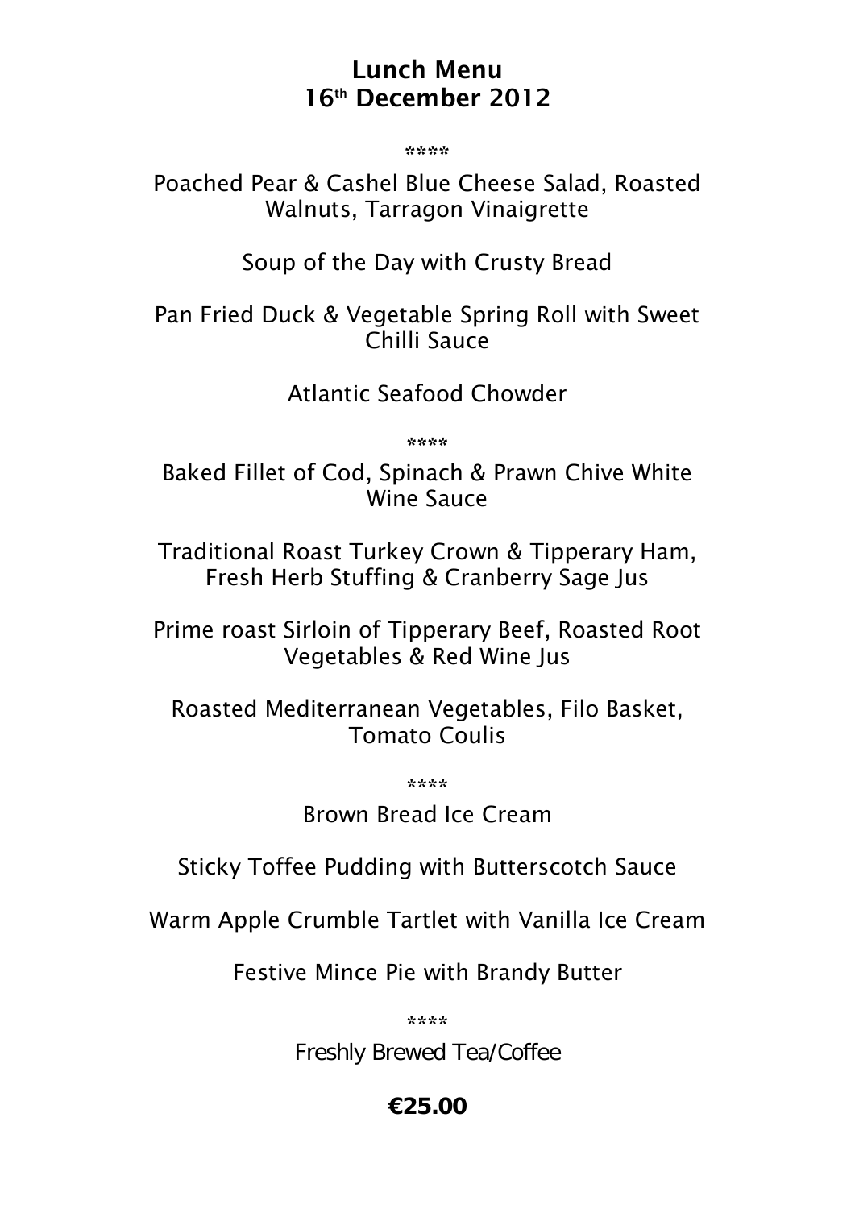# Lunch Menu
## 16th December 2012

****

Poached Pear & Cashel Blue Cheese Salad, Roasted Walnuts, Tarragon Vinaigrette

Soup of the Day with Crusty Bread

Pan Fried Duck & Vegetable Spring Roll with Sweet Chilli Sauce

Atlantic Seafood Chowder

****

Baked Fillet of Cod, Spinach & Prawn Chive White Wine Sauce

Traditional Roast Turkey Crown & Tipperary Ham, Fresh Herb Stuffing & Cranberry Sage Jus

Prime roast Sirloin of Tipperary Beef, Roasted Root Vegetables & Red Wine Jus

Roasted Mediterranean Vegetables, Filo Basket, Tomato Coulis

****

Brown Bread Ice Cream

Sticky Toffee Pudding with Butterscotch Sauce

Warm Apple Crumble Tartlet with Vanilla Ice Cream

Festive Mince Pie with Brandy Butter

****

Freshly Brewed Tea/Coffee

**€25.00**